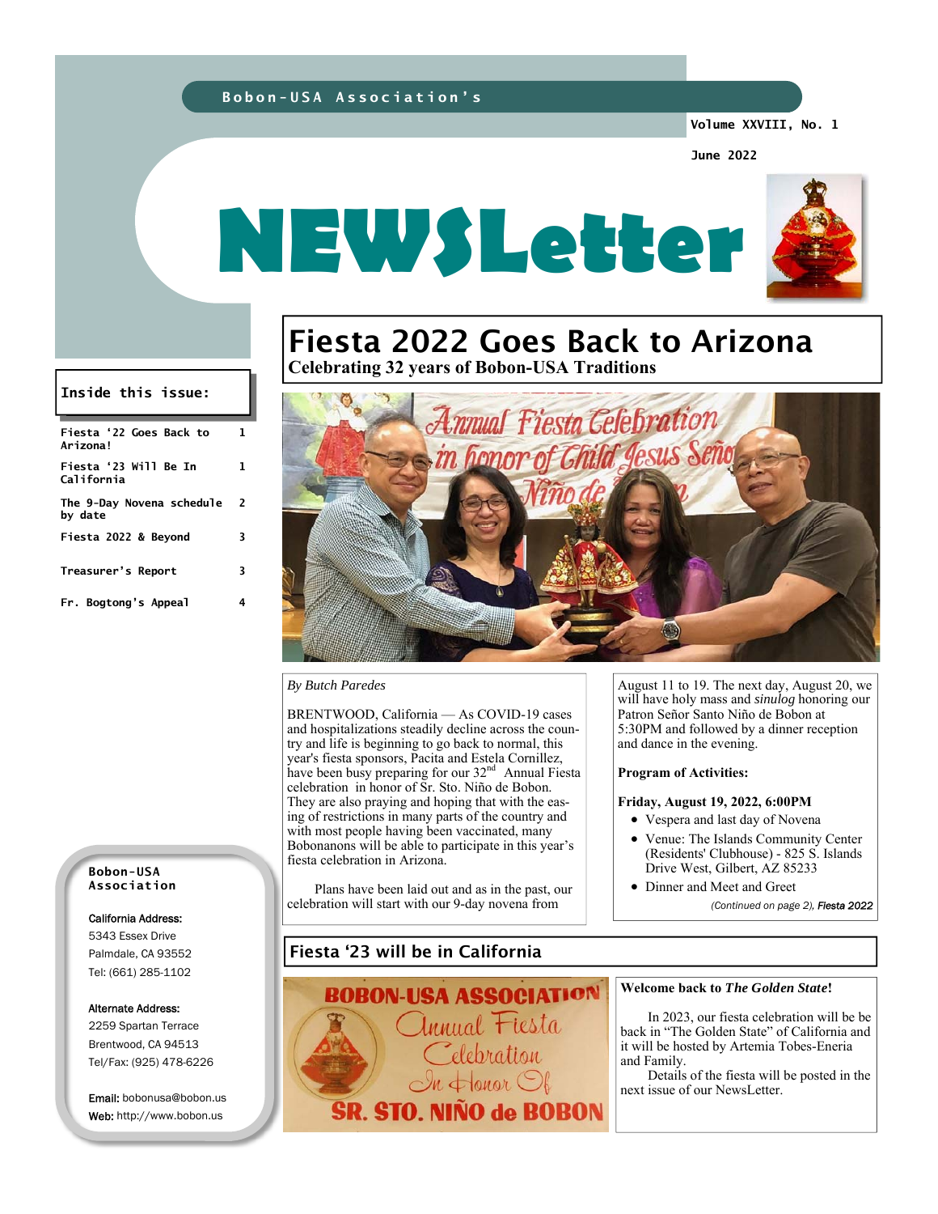Bobon-USA Association's

Volume XXVIII, No. 1

June 2022

# NEWSLetter

**Inside this issue:**

| | |
|---|---|
| Fiesta '22 Goes Back to Arizona! | 1 |
| Fiesta '23 Will Be In California | 1 |
| The 9-Day Novena schedule by date | 2 |
| Fiesta 2022 & Beyond | 3 |
| Treasurer's Report | 3 |
| Fr. Bogtong's Appeal | 4 |

## Fiesta 2022 Goes Back to Arizona

### Celebrating 32 years of Bobon-USA Traditions

*By Butch Paredes*

BRENTWOOD, California — As COVID-19 cases and hospitalizations steadily decline across the country and life is beginning to go back to normal, this year's fiesta sponsors, Pacita and Estela Cornillez, have been busy preparing for our 32nd Annual Fiesta celebration in honor of Sr. Sto. Niño de Bobon. They are also praying and hoping that with the easing of restrictions in many parts of the country and with most people having been vaccinated, many Bobonanons will be able to participate in this year's fiesta celebration in Arizona.

Plans have been laid out and as in the past, our celebration will start with our 9-day novena from August 11 to 19. The next day, August 20, we will have holy mass and *sinulog* honoring our Patron Señor Santo Niño de Bobon at 5:30PM and followed by a dinner reception and dance in the evening.

**Program of Activities:**

**Friday, August 19, 2022, 6:00PM**

- Vespera and last day of Novena
- Venue: The Islands Community Center (Residents' Clubhouse) - 825 S. Islands Drive West, Gilbert, AZ 85233
- Dinner and Meet and Greet

*(Continued on page 2), **Fiesta 2022***

## Fiesta '23 will be in California

**Welcome back to *The Golden State*!**

In 2023, our fiesta celebration will be be back in "The Golden State" of California and it will be hosted by Artemia Tobes-Eneria and Family.

Details of the fiesta will be posted in the next issue of our NewsLetter.

**Bobon-USA Association**

California Address:
5343 Essex Drive
Palmdale, CA 93552
Tel: (661) 285-1102

Alternate Address:
2259 Spartan Terrace
Brentwood, CA 94513
Tel/Fax: (925) 478-6226

Email: bobonusa@bobon.us
Web: http://www.bobon.us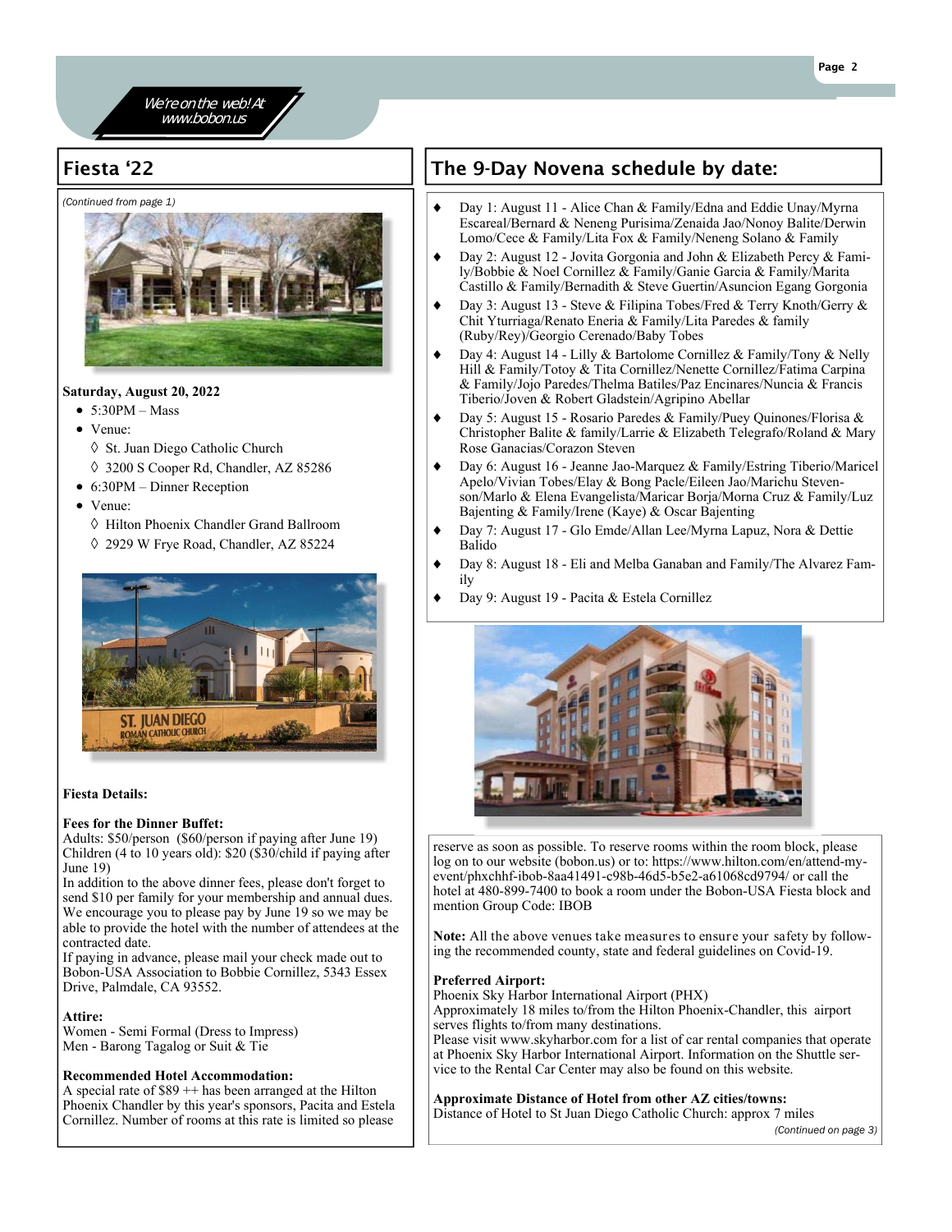*We're on the web! At www.bobon.us*

## Fiesta '22

*(Continued from page 1)*

**Saturday, August 20, 2022**

- 5:30PM – Mass
- Venue:
  - ◊ St. Juan Diego Catholic Church
  - ◊ 3200 S Cooper Rd, Chandler, AZ 85286
- 6:30PM – Dinner Reception
- Venue:
  - ◊ Hilton Phoenix Chandler Grand Ballroom
  - ◊ 2929 W Frye Road, Chandler, AZ 85224

**Fiesta Details:**

**Fees for the Dinner Buffet:**
Adults: $50/person ($60/person if paying after June 19)
Children (4 to 10 years old): $20 ($30/child if paying after June 19)
In addition to the above dinner fees, please don't forget to send $10 per family for your membership and annual dues. We encourage you to please pay by June 19 so we may be able to provide the hotel with the number of attendees at the contracted date.
If paying in advance, please mail your check made out to Bobon-USA Association to Bobbie Cornillez, 5343 Essex Drive, Palmdale, CA 93552.

**Attire:**
Women - Semi Formal (Dress to Impress)
Men - Barong Tagalog or Suit & Tie

**Recommended Hotel Accommodation:**
A special rate of $89 ++ has been arranged at the Hilton Phoenix Chandler by this year's sponsors, Pacita and Estela Cornillez. Number of rooms at this rate is limited so please reserve as soon as possible. To reserve rooms within the room block, please log on to our website (bobon.us) or to: https://www.hilton.com/en/attend-my-event/phxchhf-ibob-8aa41491-c98b-46d5-b5e2-a61068cd9794/ or call the hotel at 480-899-7400 to book a room under the Bobon-USA Fiesta block and mention Group Code: IBOB

**Note:** All the above venues take measures to ensure your safety by following the recommended county, state and federal guidelines on Covid-19.

**Preferred Airport:**
Phoenix Sky Harbor International Airport (PHX)
Approximately 18 miles to/from the Hilton Phoenix-Chandler, this airport serves flights to/from many destinations.
Please visit www.skyharbor.com for a list of car rental companies that operate at Phoenix Sky Harbor International Airport. Information on the Shuttle service to the Rental Car Center may also be found on this website.

**Approximate Distance of Hotel from other AZ cities/towns:**
Distance of Hotel to St Juan Diego Catholic Church: approx 7 miles

*(Continued on page 3)*

## The 9-Day Novena schedule by date:

- Day 1: August 11 - Alice Chan & Family/Edna and Eddie Unay/Myrna Escareal/Bernard & Neneng Purisima/Zenaida Jao/Nonoy Balite/Derwin Lomo/Cece & Family/Lita Fox & Family/Neneng Solano & Family
- Day 2: August 12 - Jovita Gorgonia and John & Elizabeth Percy & Family/Bobbie & Noel Cornillez & Family/Ganie Garcia & Family/Marita Castillo & Family/Bernadith & Steve Guertin/Asuncion Egang Gorgonia
- Day 3: August 13 - Steve & Filipina Tobes/Fred & Terry Knoth/Gerry & Chit Yturriaga/Renato Eneria & Family/Lita Paredes & family (Ruby/Rey)/Georgio Cerenado/Baby Tobes
- Day 4: August 14 - Lilly & Bartolome Cornillez & Family/Tony & Nelly Hill & Family/Totoy & Tita Cornillez/Nenette Cornillez/Fatima Carpina & Family/Jojo Paredes/Thelma Batiles/Paz Encinares/Nuncia & Francis Tiberio/Joven & Robert Gladstein/Agripino Abellar
- Day 5: August 15 - Rosario Paredes & Family/Puey Quinones/Florisa & Christopher Balite & family/Larrie & Elizabeth Telegrafo/Roland & Mary Rose Ganacias/Corazon Steven
- Day 6: August 16 - Jeanne Jao-Marquez & Family/Estring Tiberio/Maricel Apelo/Vivian Tobes/Elay & Bong Pacle/Eileen Jao/Marichu Stevenson/Marlo & Elena Evangelista/Maricar Borja/Morna Cruz & Family/Luz Bajenting & Family/Irene (Kaye) & Oscar Bajenting
- Day 7: August 17 - Glo Emde/Allan Lee/Myrna Lapuz, Nora & Dettie Balido
- Day 8: August 18 - Eli and Melba Ganaban and Family/The Alvarez Family
- Day 9: August 19 - Pacita & Estela Cornillez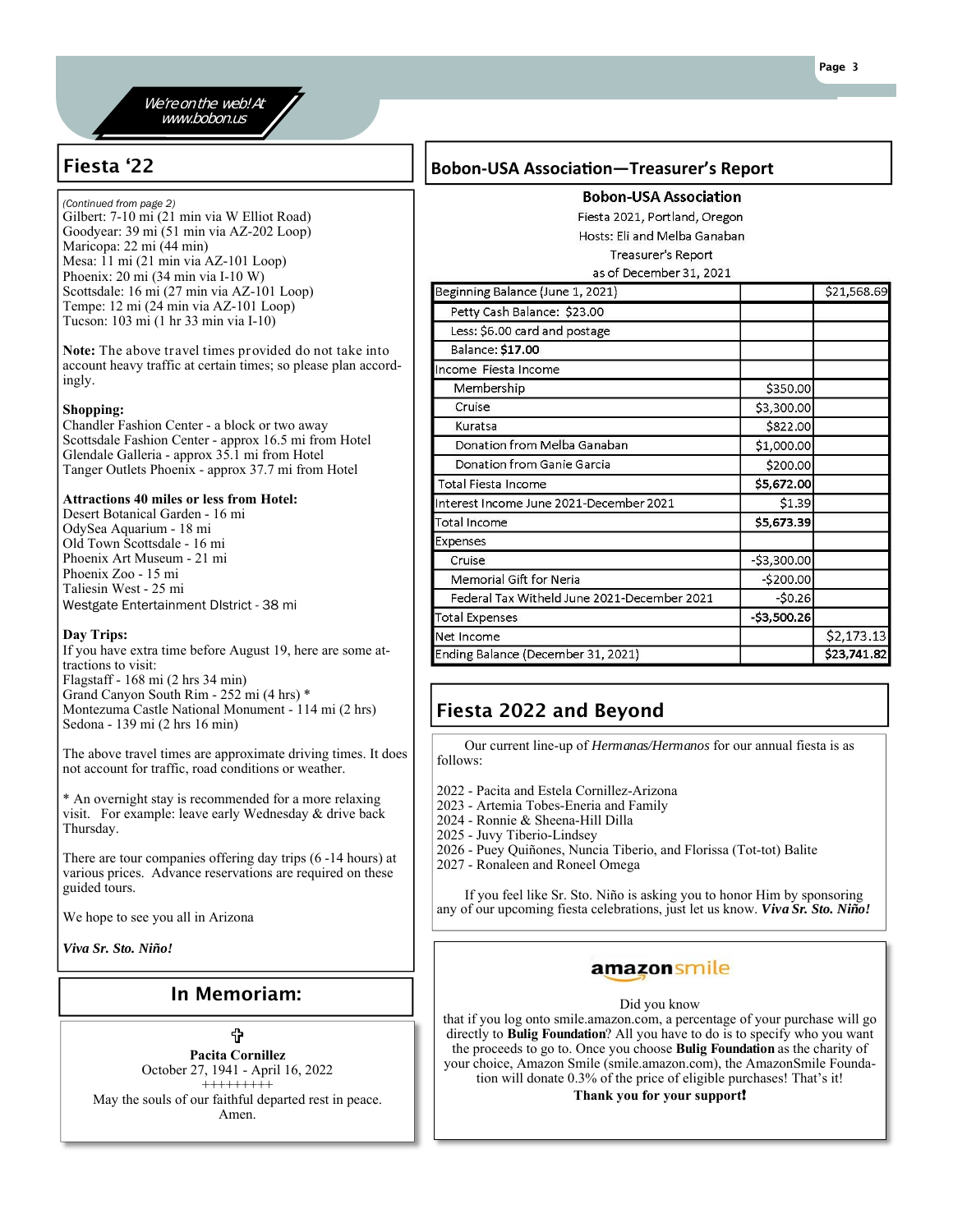We're on the web! At www.bobon.us

## Fiesta '22

*(Continued from page 2)*
Gilbert: 7-10 mi (21 min via W Elliot Road)
Goodyear: 39 mi (51 min via AZ-202 Loop)
Maricopa: 22 mi (44 min)
Mesa: 11 mi (21 min via AZ-101 Loop)
Phoenix: 20 mi (34 min via I-10 W)
Scottsdale: 16 mi (27 min via AZ-101 Loop)
Tempe: 12 mi (24 min via AZ-101 Loop)
Tucson: 103 mi (1 hr 33 min via I-10)

**Note:** The above travel times provided do not take into account heavy traffic at certain times; so please plan accordingly.

**Shopping:**
Chandler Fashion Center - a block or two away
Scottsdale Fashion Center - approx 16.5 mi from Hotel
Glendale Galleria - approx 35.1 mi from Hotel
Tanger Outlets Phoenix - approx 37.7 mi from Hotel

**Attractions 40 miles or less from Hotel:**
Desert Botanical Garden - 16 mi
OdySea Aquarium - 18 mi
Old Town Scottsdale - 16 mi
Phoenix Art Museum - 21 mi
Phoenix Zoo - 15 mi
Taliesin West - 25 mi
Westgate Entertainment DIstrict - 38 mi

**Day Trips:**
If you have extra time before August 19, here are some attractions to visit:
Flagstaff - 168 mi (2 hrs 34 min)
Grand Canyon South Rim - 252 mi (4 hrs) *
Montezuma Castle National Monument - 114 mi (2 hrs)
Sedona - 139 mi (2 hrs 16 min)

The above travel times are approximate driving times. It does not account for traffic, road conditions or weather.

* An overnight stay is recommended for a more relaxing visit. For example: leave early Wednesday & drive back Thursday.

There are tour companies offering day trips (6 -14 hours) at various prices. Advance reservations are required on these guided tours.

We hope to see you all in Arizona

*Viva Sr. Sto. Niño!*

## In Memoriam:

✝
**Pacita Cornillez**
October 27, 1941 - April 16, 2022
+++++++++
May the souls of our faithful departed rest in peace. Amen.

## Bobon-USA Association—Treasurer's Report

**Bobon-USA Association**
Fiesta 2021, Portland, Oregon
Hosts: Eli and Melba Ganaban
Treasurer's Report
as of December 31, 2021

| | | |
|---|---|---|
| Beginning Balance (June 1, 2021) | | $21,568.69 |
| Petty Cash Balance: $23.00 | | |
| Less: $6.00 card and postage | | |
| Balance: **$17.00** | | |
| Income Fiesta Income | | |
| Membership | $350.00 | |
| Cruise | $3,300.00 | |
| Kuratsa | $822.00 | |
| Donation from Melba Ganaban | $1,000.00 | |
| Donation from Ganie Garcia | $200.00 | |
| Total Fiesta Income | **$5,672.00** | |
| Interest Income June 2021-December 2021 | $1.39 | |
| Total Income | **$5,673.39** | |
| Expenses | | |
| Cruise | -$3,300.00 | |
| Memorial Gift for Neria | -$200.00 | |
| Federal Tax Witheld June 2021-December 2021 | -$0.26 | |
| Total Expenses | **-$3,500.26** | |
| Net Income | | $2,173.13 |
| Ending Balance (December 31, 2021) | | **$23,741.82** |

## Fiesta 2022 and Beyond

Our current line-up of *Hermanas/Hermanos* for our annual fiesta is as follows:

2022 - Pacita and Estela Cornillez-Arizona
2023 - Artemia Tobes-Eneria and Family
2024 - Ronnie & Sheena-Hill Dilla
2025 - Juvy Tiberio-Lindsey
2026 - Puey Quiñones, Nuncia Tiberio, and Florissa (Tot-tot) Balite
2027 - Ronaleen and Roneel Omega

If you feel like Sr. Sto. Niño is asking you to honor Him by sponsoring any of our upcoming fiesta celebrations, just let us know. ***Viva Sr. Sto. Niño!***

**amazonsmile**

Did you know
that if you log onto smile.amazon.com, a percentage of your purchase will go directly to **Bulig Foundation**? All you have to do is to specify who you want the proceeds to go to. Once you choose **Bulig Foundation** as the charity of your choice, Amazon Smile (smile.amazon.com), the AmazonSmile Foundation will donate 0.3% of the price of eligible purchases! That's it!
**Thank you for your support!**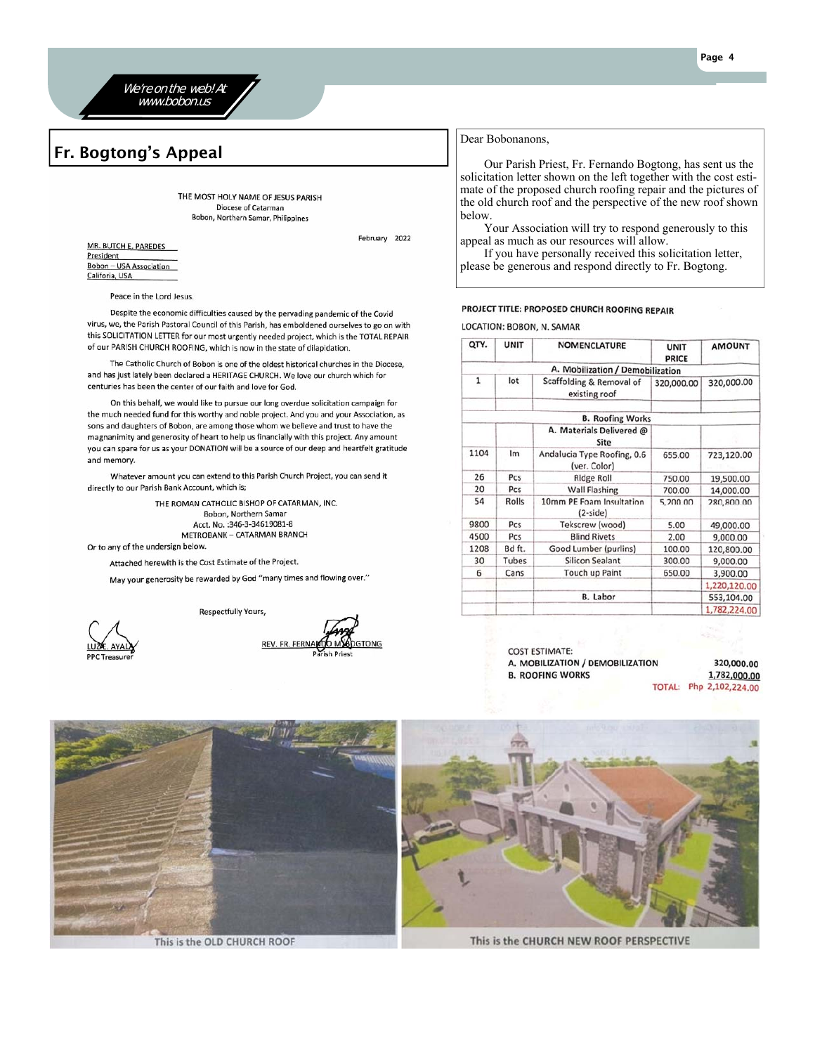We're on the web! At www.bobon.us

## Fr. Bogtong's Appeal

THE MOST HOLY NAME OF JESUS PARISH
Diocese of Catarman
Bobon, Northern Samar, Philippines

February 2022

MR. BUTCH E. PAREDES
President
Bobon – USA Association
California, USA

Peace in the Lord Jesus.

Despite the economic difficulties caused by the pervading pandemic of the Covid virus, we, the Parish Pastoral Council of this Parish, has emboldened ourselves to go on with this SOLICITATION LETTER for our most urgently needed project, which is the TOTAL REPAIR of our PARISH CHURCH ROOFING, which is now in the state of dilapidation.

The Catholic Church of Bobon is one of the oldest historical churches in the Diocese, and has just lately been declared a HERITAGE CHURCH. We love our church which for centuries has been the center of our faith and love for God.

On this behalf, we would like to pursue our long overdue solicitation campaign for the much needed fund for this worthy and noble project. And you and your Association, as sons and daughters of Bobon, are among those whom we believe and trust to have the magnanimity and generosity of heart to help us financially with this project. Any amount you can spare for us as your DONATION will be a source of our deep and heartfelt gratitude and memory.

Whatever amount you can extend to this Parish Church Project, you can send it directly to our Parish Bank Account, which is;

THE ROMAN CATHOLIC BISHOP OF CATARMAN, INC.
Bobon, Northern Samar
Acct. No. :346-3-34619081-8
METROBANK – CATARMAN BRANCH

Or to any of the undersign below.

Attached herewith is the Cost Estimate of the Project.

May your generosity be rewarded by God "many times and flowing over."

Respectfully Yours,

LUZ E. AYALA
PPC Treasurer

REV. FR. FERNANDO M. BOGTONG
Parish Priest

Dear Bobonanons,

Our Parish Priest, Fr. Fernando Bogtong, has sent us the solicitation letter shown on the left together with the cost estimate of the proposed church roofing repair and the pictures of the old church roof and the perspective of the new roof shown below.

Your Association will try to respond generously to this appeal as much as our resources will allow.

If you have personally received this solicitation letter, please be generous and respond directly to Fr. Bogtong.

**PROJECT TITLE: PROPOSED CHURCH ROOFING REPAIR**

LOCATION: BOBON, N. SAMAR

| QTY. | UNIT | NOMENCLATURE | UNIT PRICE | AMOUNT |
|---|---|---|---|---|
| | | A. Mobilization / Demobilization | | |
| 1 | lot | Scaffolding & Removal of existing roof | 320,000.00 | 320,000.00 |
| | | B. Roofing Works | | |
| | | A. Materials Delivered @ Site | | |
| 1104 | lm | Andalucia Type Roofing, 0.6 (ver. Color) | 655.00 | 723,120.00 |
| 26 | Pcs | Ridge Roll | 750.00 | 19,500.00 |
| 20 | Pcs | Wall Flashing | 700.00 | 14,000.00 |
| 54 | Rolls | 10mm PE Foam Insultation (2-side) | 5,200.00 | 280,800.00 |
| 9800 | Pcs | Tekscrew (wood) | 5.00 | 49,000.00 |
| 4500 | Pcs | Blind Rivets | 2.00 | 9,000.00 |
| 1208 | Bd ft. | Good Lumber (purlins) | 100.00 | 120,800.00 |
| 30 | Tubes | Silicon Sealant | 300.00 | 9,000.00 |
| 6 | Cans | Touch up Paint | 650.00 | 3,900.00 |
| | | | | 1,220,120.00 |
| | | B. Labor | | 553,104.00 |
| | | | | 1,782,224.00 |

COST ESTIMATE:
A. MOBILIZATION / DEMOBILIZATION 320,000.00
B. ROOFING WORKS 1,782,000.00
TOTAL: Php 2,102,224.00

This is the OLD CHURCH ROOF

This is the CHURCH NEW ROOF PERSPECTIVE